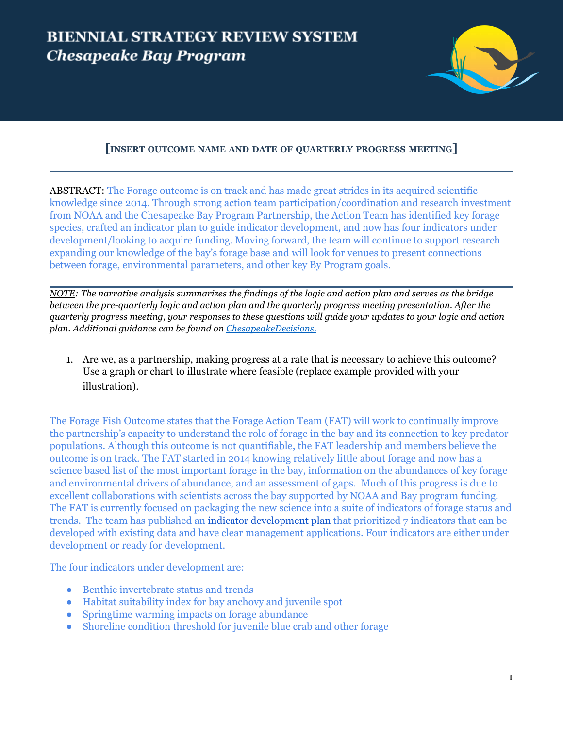# BIENNIAL STRATEGY REVIEW SYSTEM
## *Chesapeake Bay Program*

**[INSERT OUTCOME NAME AND DATE OF QUARTERLY PROGRESS MEETING]**

---

ABSTRACT: The Forage outcome is on track and has made great strides in its acquired scientific knowledge since 2014. Through strong action team participation/coordination and research investment from NOAA and the Chesapeake Bay Program Partnership, the Action Team has identified key forage species, crafted an indicator plan to guide indicator development, and now has four indicators under development/looking to acquire funding. Moving forward, the team will continue to support research expanding our knowledge of the bay's forage base and will look for venues to present connections between forage, environmental parameters, and other key By Program goals.

---

*NOTE: The narrative analysis summarizes the findings of the logic and action plan and serves as the bridge between the pre-quarterly logic and action plan and the quarterly progress meeting presentation. After the quarterly progress meeting, your responses to these questions will guide your updates to your logic and action plan. Additional guidance can be found on ChesapeakeDecisions.*

1. Are we, as a partnership, making progress at a rate that is necessary to achieve this outcome? Use a graph or chart to illustrate where feasible (replace example provided with your illustration).

The Forage Fish Outcome states that the Forage Action Team (FAT) will work to continually improve the partnership's capacity to understand the role of forage in the bay and its connection to key predator populations. Although this outcome is not quantifiable, the FAT leadership and members believe the outcome is on track. The FAT started in 2014 knowing relatively little about forage and now has a science based list of the most important forage in the bay, information on the abundances of key forage and environmental drivers of abundance, and an assessment of gaps. Much of this progress is due to excellent collaborations with scientists across the bay supported by NOAA and Bay program funding. The FAT is currently focused on packaging the new science into a suite of indicators of forage status and trends. The team has published an indicator development plan that prioritized 7 indicators that can be developed with existing data and have clear management applications. Four indicators are either under development or ready for development.

The four indicators under development are:

- Benthic invertebrate status and trends
- Habitat suitability index for bay anchovy and juvenile spot
- Springtime warming impacts on forage abundance
- Shoreline condition threshold for juvenile blue crab and other forage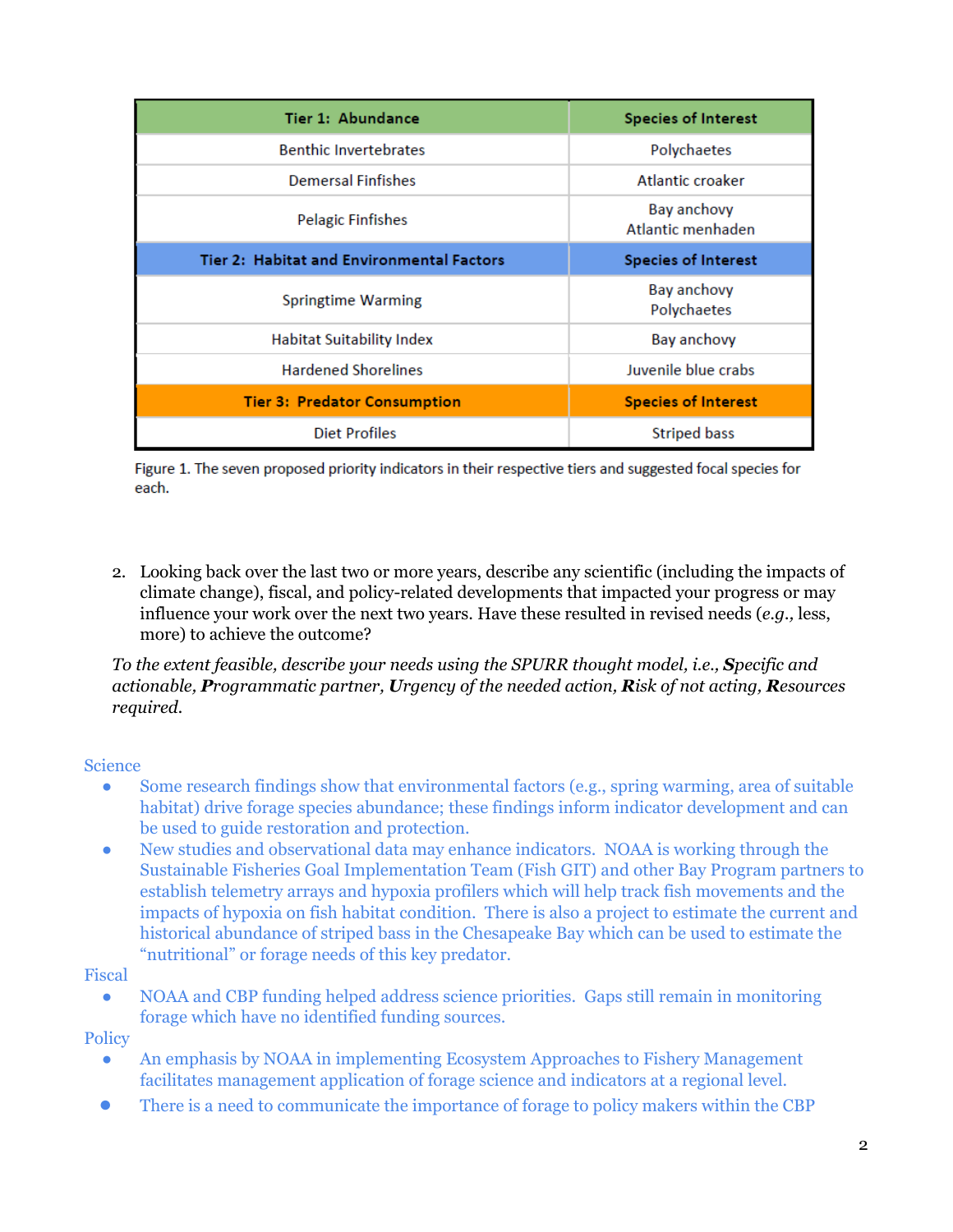| Tier 1: Abundance | Species of Interest |
| --- | --- |
| Benthic Invertebrates | Polychaetes |
| Demersal Finfishes | Atlantic croaker |
| Pelagic Finfishes | Bay anchovy<br>Atlantic menhaden |
| **Tier 2: Habitat and Environmental Factors** | **Species of Interest** |
| Springtime Warming | Bay anchovy<br>Polychaetes |
| Habitat Suitability Index | Bay anchovy |
| Hardened Shorelines | Juvenile blue crabs |
| **Tier 3: Predator Consumption** | **Species of Interest** |
| Diet Profiles | Striped bass |

Figure 1. The seven proposed priority indicators in their respective tiers and suggested focal species for each.

2. Looking back over the last two or more years, describe any scientific (including the impacts of climate change), fiscal, and policy-related developments that impacted your progress or may influence your work over the next two years. Have these resulted in revised needs (*e.g.*, less, more) to achieve the outcome?

*To the extent feasible, describe your needs using the SPURR thought model, i.e., **S**pecific and actionable, **P**rogrammatic partner, **U**rgency of the needed action, **R**isk of not acting, **R**esources required.*

Science

- Some research findings show that environmental factors (e.g., spring warming, area of suitable habitat) drive forage species abundance; these findings inform indicator development and can be used to guide restoration and protection.
- New studies and observational data may enhance indicators. NOAA is working through the Sustainable Fisheries Goal Implementation Team (Fish GIT) and other Bay Program partners to establish telemetry arrays and hypoxia profilers which will help track fish movements and the impacts of hypoxia on fish habitat condition. There is also a project to estimate the current and historical abundance of striped bass in the Chesapeake Bay which can be used to estimate the "nutritional" or forage needs of this key predator.

Fiscal

- NOAA and CBP funding helped address science priorities. Gaps still remain in monitoring forage which have no identified funding sources.

Policy

- An emphasis by NOAA in implementing Ecosystem Approaches to Fishery Management facilitates management application of forage science and indicators at a regional level.
- There is a need to communicate the importance of forage to policy makers within the CBP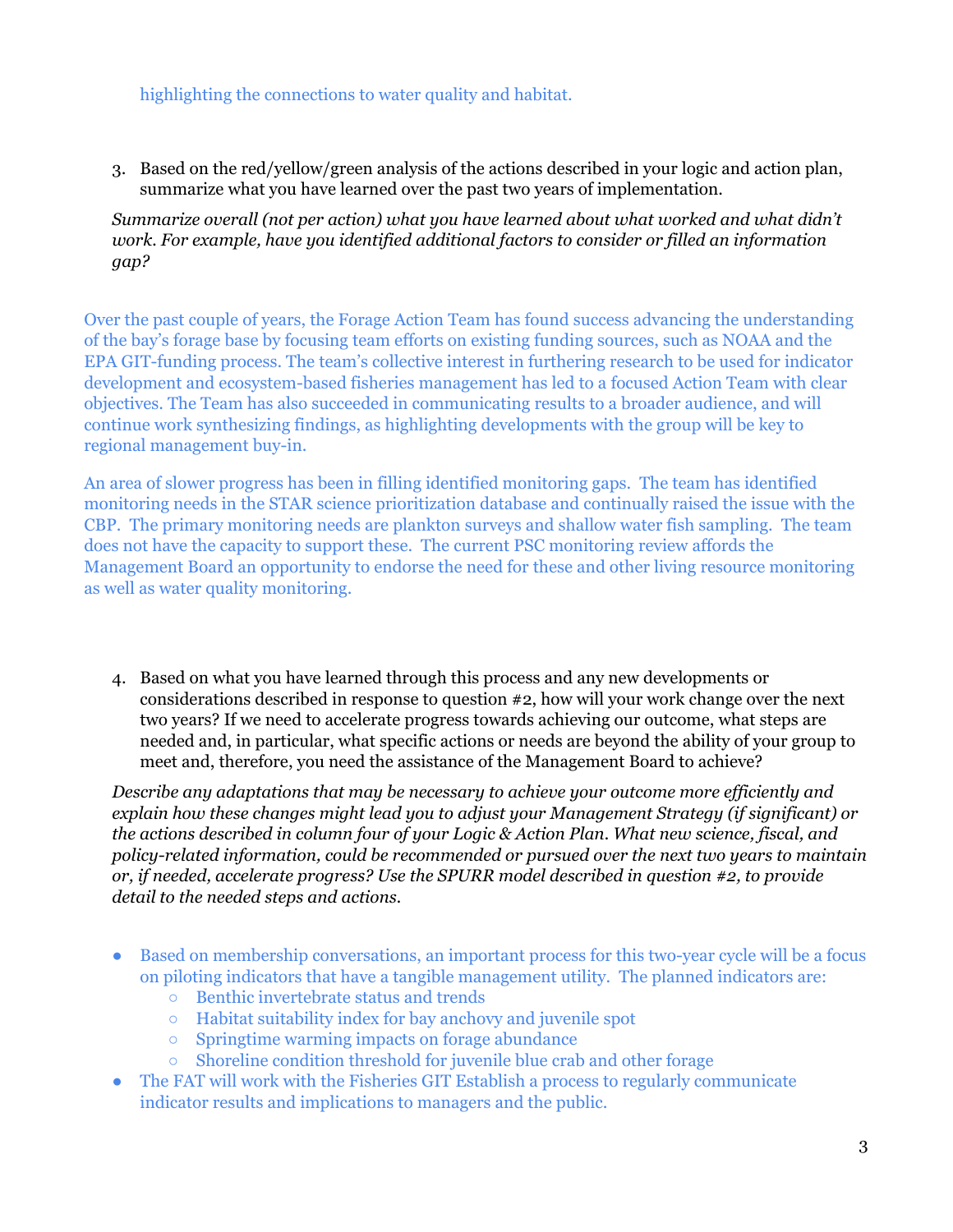highlighting the connections to water quality and habitat.

3. Based on the red/yellow/green analysis of the actions described in your logic and action plan, summarize what you have learned over the past two years of implementation.

*Summarize overall (not per action) what you have learned about what worked and what didn't work. For example, have you identified additional factors to consider or filled an information gap?*

Over the past couple of years, the Forage Action Team has found success advancing the understanding of the bay's forage base by focusing team efforts on existing funding sources, such as NOAA and the EPA GIT-funding process. The team's collective interest in furthering research to be used for indicator development and ecosystem-based fisheries management has led to a focused Action Team with clear objectives. The Team has also succeeded in communicating results to a broader audience, and will continue work synthesizing findings, as highlighting developments with the group will be key to regional management buy-in.

An area of slower progress has been in filling identified monitoring gaps. The team has identified monitoring needs in the STAR science prioritization database and continually raised the issue with the CBP. The primary monitoring needs are plankton surveys and shallow water fish sampling. The team does not have the capacity to support these. The current PSC monitoring review affords the Management Board an opportunity to endorse the need for these and other living resource monitoring as well as water quality monitoring.

4. Based on what you have learned through this process and any new developments or considerations described in response to question #2, how will your work change over the next two years? If we need to accelerate progress towards achieving our outcome, what steps are needed and, in particular, what specific actions or needs are beyond the ability of your group to meet and, therefore, you need the assistance of the Management Board to achieve?

*Describe any adaptations that may be necessary to achieve your outcome more efficiently and explain how these changes might lead you to adjust your Management Strategy (if significant) or the actions described in column four of your Logic & Action Plan. What new science, fiscal, and policy-related information, could be recommended or pursued over the next two years to maintain or, if needed, accelerate progress? Use the SPURR model described in question #2, to provide detail to the needed steps and actions.*

- Based on membership conversations, an important process for this two-year cycle will be a focus on piloting indicators that have a tangible management utility. The planned indicators are:
  - Benthic invertebrate status and trends
  - Habitat suitability index for bay anchovy and juvenile spot
  - Springtime warming impacts on forage abundance
  - Shoreline condition threshold for juvenile blue crab and other forage
- The FAT will work with the Fisheries GIT Establish a process to regularly communicate indicator results and implications to managers and the public.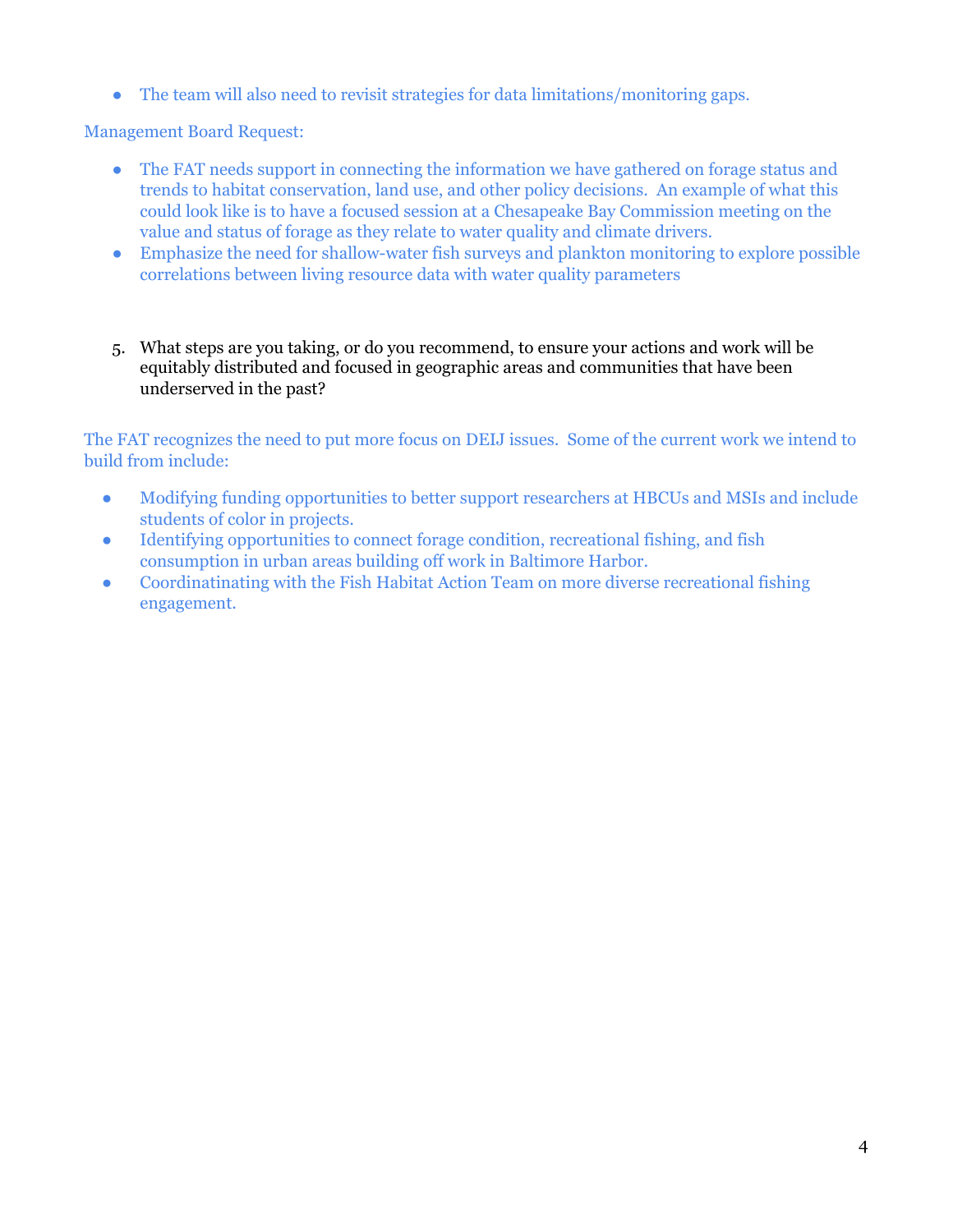- The team will also need to revisit strategies for data limitations/monitoring gaps.

Management Board Request:

- The FAT needs support in connecting the information we have gathered on forage status and trends to habitat conservation, land use, and other policy decisions. An example of what this could look like is to have a focused session at a Chesapeake Bay Commission meeting on the value and status of forage as they relate to water quality and climate drivers.
- Emphasize the need for shallow-water fish surveys and plankton monitoring to explore possible correlations between living resource data with water quality parameters

5. What steps are you taking, or do you recommend, to ensure your actions and work will be equitably distributed and focused in geographic areas and communities that have been underserved in the past?

The FAT recognizes the need to put more focus on DEIJ issues. Some of the current work we intend to build from include:

- Modifying funding opportunities to better support researchers at HBCUs and MSIs and include students of color in projects.
- Identifying opportunities to connect forage condition, recreational fishing, and fish consumption in urban areas building off work in Baltimore Harbor.
- Coordinatinating with the Fish Habitat Action Team on more diverse recreational fishing engagement.